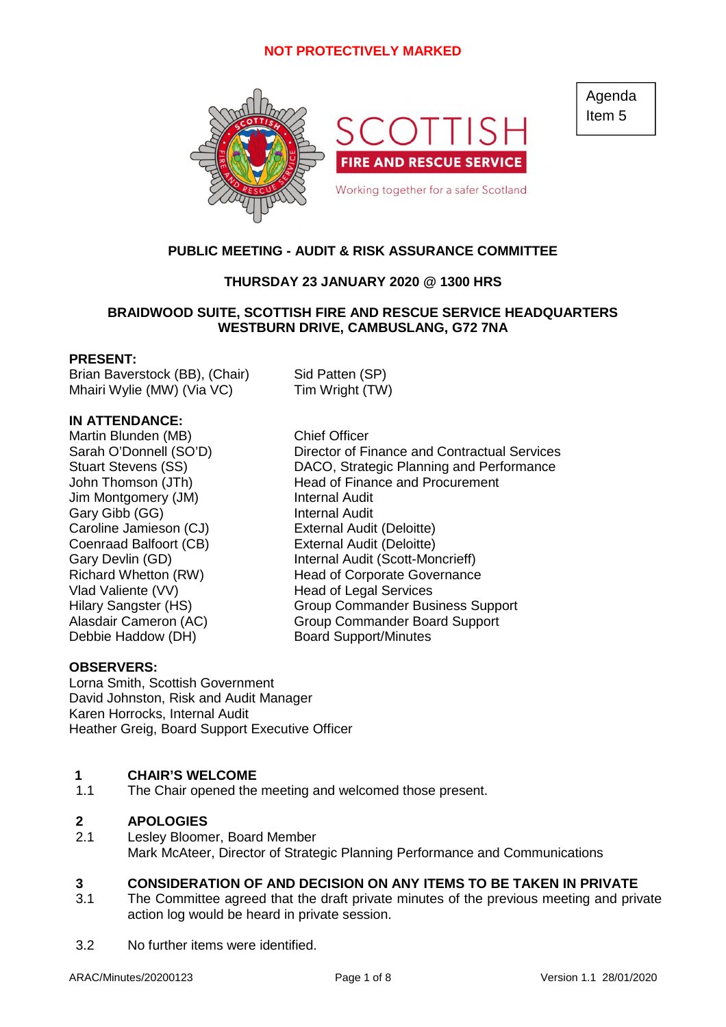NOT PROTECTIVELY MARKED

Agenda Item 5

SCOTTISH FIRE AND RESCUE SERVICE

Working together for a safer Scotland

## PUBLIC MEETING - AUDIT & RISK ASSURANCE COMMITTEE

**THURSDAY 23 JANUARY 2020 @ 1300 HRS**

**BRAIDWOOD SUITE, SCOTTISH FIRE AND RESCUE SERVICE HEADQUARTERS WESTBURN DRIVE, CAMBUSLANG, G72 7NA**

**PRESENT:**

Brian Baverstock (BB), (Chair)
Mhairi Wylie (MW) (Via VC)
Sid Patten (SP)
Tim Wright (TW)

**IN ATTENDANCE:**

| | |
|---|---|
| Martin Blunden (MB) | Chief Officer |
| Sarah O'Donnell (SO'D) | Director of Finance and Contractual Services |
| Stuart Stevens (SS) | DACO, Strategic Planning and Performance |
| John Thomson (JTh) | Head of Finance and Procurement |
| Jim Montgomery (JM) | Internal Audit |
| Gary Gibb (GG) | Internal Audit |
| Caroline Jamieson (CJ) | External Audit (Deloitte) |
| Coenraad Balfoort (CB) | External Audit (Deloitte) |
| Gary Devlin (GD) | Internal Audit (Scott-Moncrieff) |
| Richard Whetton (RW) | Head of Corporate Governance |
| Vlad Valiente (VV) | Head of Legal Services |
| Hilary Sangster (HS) | Group Commander Business Support |
| Alasdair Cameron (AC) | Group Commander Board Support |
| Debbie Haddow (DH) | Board Support/Minutes |

**OBSERVERS:**

Lorna Smith, Scottish Government
David Johnston, Risk and Audit Manager
Karen Horrocks, Internal Audit
Heather Greig, Board Support Executive Officer

### 1 CHAIR'S WELCOME

1.1 The Chair opened the meeting and welcomed those present.

### 2 APOLOGIES

2.1 Lesley Bloomer, Board Member
Mark McAteer, Director of Strategic Planning Performance and Communications

### 3 CONSIDERATION OF AND DECISION ON ANY ITEMS TO BE TAKEN IN PRIVATE

3.1 The Committee agreed that the draft private minutes of the previous meeting and private action log would be heard in private session.

3.2 No further items were identified.

ARAC/Minutes/20200123 Version 1.1 28/01/2020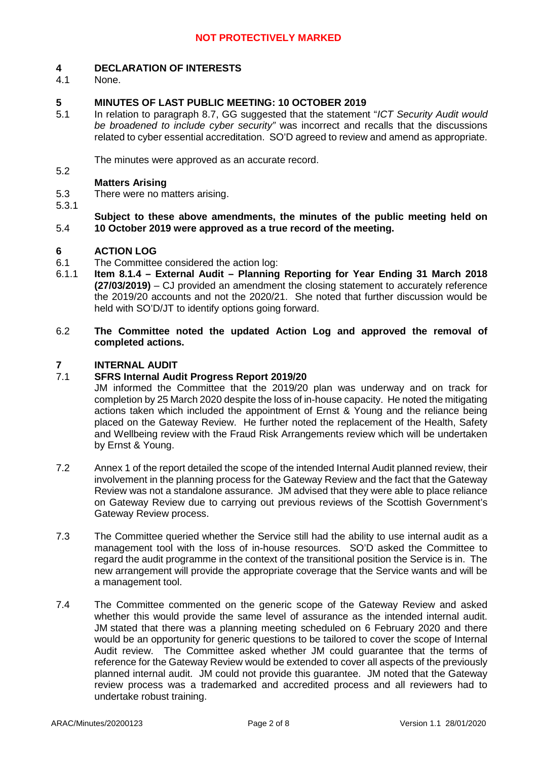## 4 DECLARATION OF INTERESTS

4.1 None.

## 5 MINUTES OF LAST PUBLIC MEETING: 10 OCTOBER 2019

5.1 In relation to paragraph 8.7, GG suggested that the statement "*ICT Security Audit would be broadened to include cyber security"* was incorrect and recalls that the discussions related to cyber essential accreditation. SO'D agreed to review and amend as appropriate.

5.2 The minutes were approved as an accurate record.

**Matters Arising**

5.3 There were no matters arising.

5.3.1

5.4 **Subject to these above amendments, the minutes of the public meeting held on 10 October 2019 were approved as a true record of the meeting.**

## 6 ACTION LOG

6.1 The Committee considered the action log:

6.1.1 **Item 8.1.4 – External Audit – Planning Reporting for Year Ending 31 March 2018 (27/03/2019)** – CJ provided an amendment the closing statement to accurately reference the 2019/20 accounts and not the 2020/21. She noted that further discussion would be held with SO'D/JT to identify options going forward.

6.2 **The Committee noted the updated Action Log and approved the removal of completed actions.**

## 7 INTERNAL AUDIT

### 7.1 SFRS Internal Audit Progress Report 2019/20

JM informed the Committee that the 2019/20 plan was underway and on track for completion by 25 March 2020 despite the loss of in-house capacity. He noted the mitigating actions taken which included the appointment of Ernst & Young and the reliance being placed on the Gateway Review. He further noted the replacement of the Health, Safety and Wellbeing review with the Fraud Risk Arrangements review which will be undertaken by Ernst & Young.

7.2 Annex 1 of the report detailed the scope of the intended Internal Audit planned review, their involvement in the planning process for the Gateway Review and the fact that the Gateway Review was not a standalone assurance. JM advised that they were able to place reliance on Gateway Review due to carrying out previous reviews of the Scottish Government's Gateway Review process.

7.3 The Committee queried whether the Service still had the ability to use internal audit as a management tool with the loss of in-house resources. SO'D asked the Committee to regard the audit programme in the context of the transitional position the Service is in. The new arrangement will provide the appropriate coverage that the Service wants and will be a management tool.

7.4 The Committee commented on the generic scope of the Gateway Review and asked whether this would provide the same level of assurance as the intended internal audit. JM stated that there was a planning meeting scheduled on 6 February 2020 and there would be an opportunity for generic questions to be tailored to cover the scope of Internal Audit review. The Committee asked whether JM could guarantee that the terms of reference for the Gateway Review would be extended to cover all aspects of the previously planned internal audit. JM could not provide this guarantee. JM noted that the Gateway review process was a trademarked and accredited process and all reviewers had to undertake robust training.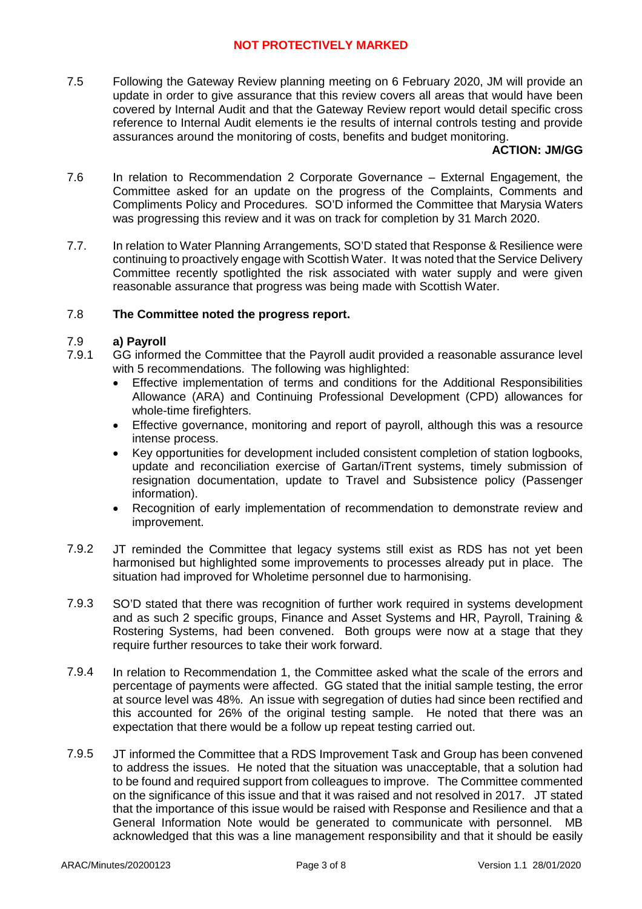7.5 Following the Gateway Review planning meeting on 6 February 2020, JM will provide an update in order to give assurance that this review covers all areas that would have been covered by Internal Audit and that the Gateway Review report would detail specific cross reference to Internal Audit elements ie the results of internal controls testing and provide assurances around the monitoring of costs, benefits and budget monitoring.

**ACTION: JM/GG**

7.6 In relation to Recommendation 2 Corporate Governance – External Engagement, the Committee asked for an update on the progress of the Complaints, Comments and Compliments Policy and Procedures. SO'D informed the Committee that Marysia Waters was progressing this review and it was on track for completion by 31 March 2020.

7.7. In relation to Water Planning Arrangements, SO'D stated that Response & Resilience were continuing to proactively engage with Scottish Water. It was noted that the Service Delivery Committee recently spotlighted the risk associated with water supply and were given reasonable assurance that progress was being made with Scottish Water.

7.8 **The Committee noted the progress report.**

7.9 **a) Payroll**

7.9.1 GG informed the Committee that the Payroll audit provided a reasonable assurance level with 5 recommendations. The following was highlighted:

- Effective implementation of terms and conditions for the Additional Responsibilities Allowance (ARA) and Continuing Professional Development (CPD) allowances for whole-time firefighters.
- Effective governance, monitoring and report of payroll, although this was a resource intense process.
- Key opportunities for development included consistent completion of station logbooks, update and reconciliation exercise of Gartan/iTrent systems, timely submission of resignation documentation, update to Travel and Subsistence policy (Passenger information).
- Recognition of early implementation of recommendation to demonstrate review and improvement.

7.9.2 JT reminded the Committee that legacy systems still exist as RDS has not yet been harmonised but highlighted some improvements to processes already put in place. The situation had improved for Wholetime personnel due to harmonising.

7.9.3 SO'D stated that there was recognition of further work required in systems development and as such 2 specific groups, Finance and Asset Systems and HR, Payroll, Training & Rostering Systems, had been convened. Both groups were now at a stage that they require further resources to take their work forward.

7.9.4 In relation to Recommendation 1, the Committee asked what the scale of the errors and percentage of payments were affected. GG stated that the initial sample testing, the error at source level was 48%. An issue with segregation of duties had since been rectified and this accounted for 26% of the original testing sample. He noted that there was an expectation that there would be a follow up repeat testing carried out.

7.9.5 JT informed the Committee that a RDS Improvement Task and Group has been convened to address the issues. He noted that the situation was unacceptable, that a solution had to be found and required support from colleagues to improve. The Committee commented on the significance of this issue and that it was raised and not resolved in 2017. JT stated that the importance of this issue would be raised with Response and Resilience and that a General Information Note would be generated to communicate with personnel. MB acknowledged that this was a line management responsibility and that it should be easily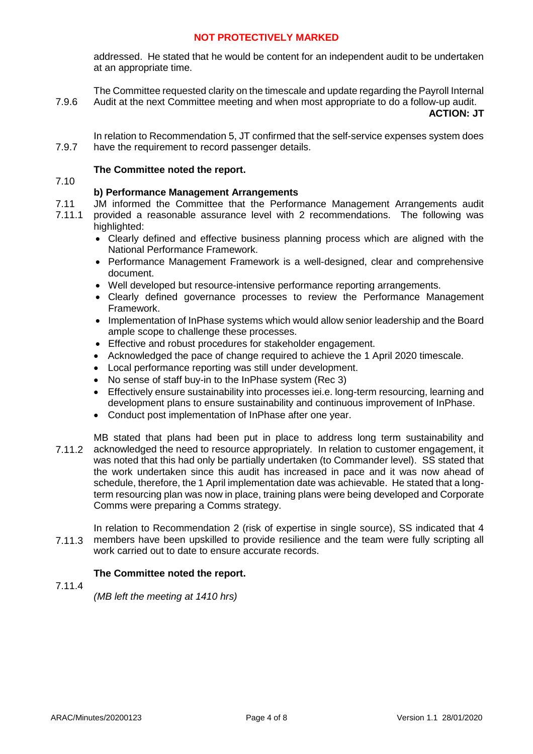addressed. He stated that he would be content for an independent audit to be undertaken at an appropriate time.

7.9.6 The Committee requested clarity on the timescale and update regarding the Payroll Internal Audit at the next Committee meeting and when most appropriate to do a follow-up audit.

**ACTION: JT**

7.9.7 In relation to Recommendation 5, JT confirmed that the self-service expenses system does have the requirement to record passenger details.

7.10 **The Committee noted the report.**

7.11 **b) Performance Management Arrangements**

7.11.1 JM informed the Committee that the Performance Management Arrangements audit provided a reasonable assurance level with 2 recommendations. The following was highlighted:

- Clearly defined and effective business planning process which are aligned with the National Performance Framework.
- Performance Management Framework is a well-designed, clear and comprehensive document.
- Well developed but resource-intensive performance reporting arrangements.
- Clearly defined governance processes to review the Performance Management Framework.
- Implementation of InPhase systems which would allow senior leadership and the Board ample scope to challenge these processes.
- Effective and robust procedures for stakeholder engagement.
- Acknowledged the pace of change required to achieve the 1 April 2020 timescale.
- Local performance reporting was still under development.
- No sense of staff buy-in to the InPhase system (Rec 3)
- Effectively ensure sustainability into processes iei.e. long-term resourcing, learning and development plans to ensure sustainability and continuous improvement of InPhase.
- Conduct post implementation of InPhase after one year.

7.11.2 MB stated that plans had been put in place to address long term sustainability and acknowledged the need to resource appropriately. In relation to customer engagement, it was noted that this had only be partially undertaken (to Commander level). SS stated that the work undertaken since this audit has increased in pace and it was now ahead of schedule, therefore, the 1 April implementation date was achievable. He stated that a long-term resourcing plan was now in place, training plans were being developed and Corporate Comms were preparing a Comms strategy.

7.11.3 In relation to Recommendation 2 (risk of expertise in single source), SS indicated that 4 members have been upskilled to provide resilience and the team were fully scripting all work carried out to date to ensure accurate records.

7.11.4 **The Committee noted the report.**

*(MB left the meeting at 1410 hrs)*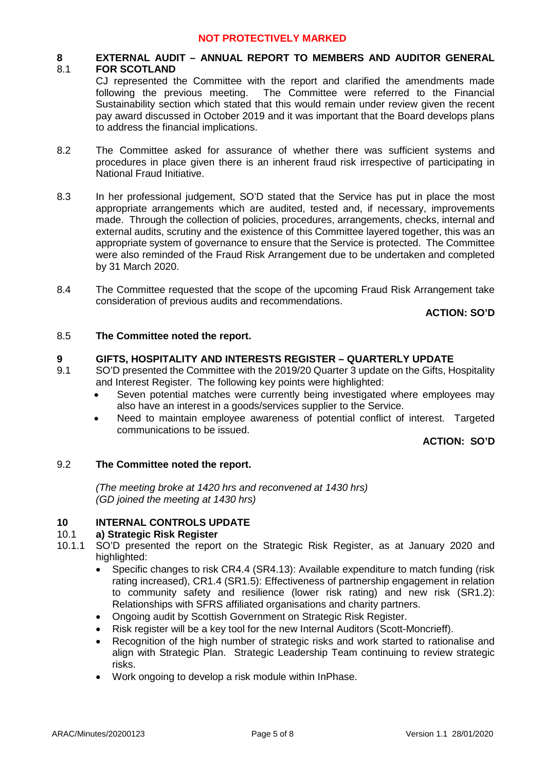## 8 EXTERNAL AUDIT – ANNUAL REPORT TO MEMBERS AND AUDITOR GENERAL FOR SCOTLAND

8.1 CJ represented the Committee with the report and clarified the amendments made following the previous meeting. The Committee were referred to the Financial Sustainability section which stated that this would remain under review given the recent pay award discussed in October 2019 and it was important that the Board develops plans to address the financial implications.

8.2 The Committee asked for assurance of whether there was sufficient systems and procedures in place given there is an inherent fraud risk irrespective of participating in National Fraud Initiative.

8.3 In her professional judgement, SO'D stated that the Service has put in place the most appropriate arrangements which are audited, tested and, if necessary, improvements made. Through the collection of policies, procedures, arrangements, checks, internal and external audits, scrutiny and the existence of this Committee layered together, this was an appropriate system of governance to ensure that the Service is protected. The Committee were also reminded of the Fraud Risk Arrangement due to be undertaken and completed by 31 March 2020.

8.4 The Committee requested that the scope of the upcoming Fraud Risk Arrangement take consideration of previous audits and recommendations.

**ACTION: SO'D**

8.5 **The Committee noted the report.**

## 9 GIFTS, HOSPITALITY AND INTERESTS REGISTER – QUARTERLY UPDATE

9.1 SO'D presented the Committee with the 2019/20 Quarter 3 update on the Gifts, Hospitality and Interest Register. The following key points were highlighted:

- Seven potential matches were currently being investigated where employees may also have an interest in a goods/services supplier to the Service.
- Need to maintain employee awareness of potential conflict of interest. Targeted communications to be issued.

**ACTION: SO'D**

9.2 **The Committee noted the report.**

*(The meeting broke at 1420 hrs and reconvened at 1430 hrs)*
*(GD joined the meeting at 1430 hrs)*

## 10 INTERNAL CONTROLS UPDATE

### 10.1 a) Strategic Risk Register

10.1.1 SO'D presented the report on the Strategic Risk Register, as at January 2020 and highlighted:

- Specific changes to risk CR4.4 (SR4.13): Available expenditure to match funding (risk rating increased), CR1.4 (SR1.5): Effectiveness of partnership engagement in relation to community safety and resilience (lower risk rating) and new risk (SR1.2): Relationships with SFRS affiliated organisations and charity partners.
- Ongoing audit by Scottish Government on Strategic Risk Register.
- Risk register will be a key tool for the new Internal Auditors (Scott-Moncrieff).
- Recognition of the high number of strategic risks and work started to rationalise and align with Strategic Plan. Strategic Leadership Team continuing to review strategic risks.
- Work ongoing to develop a risk module within InPhase.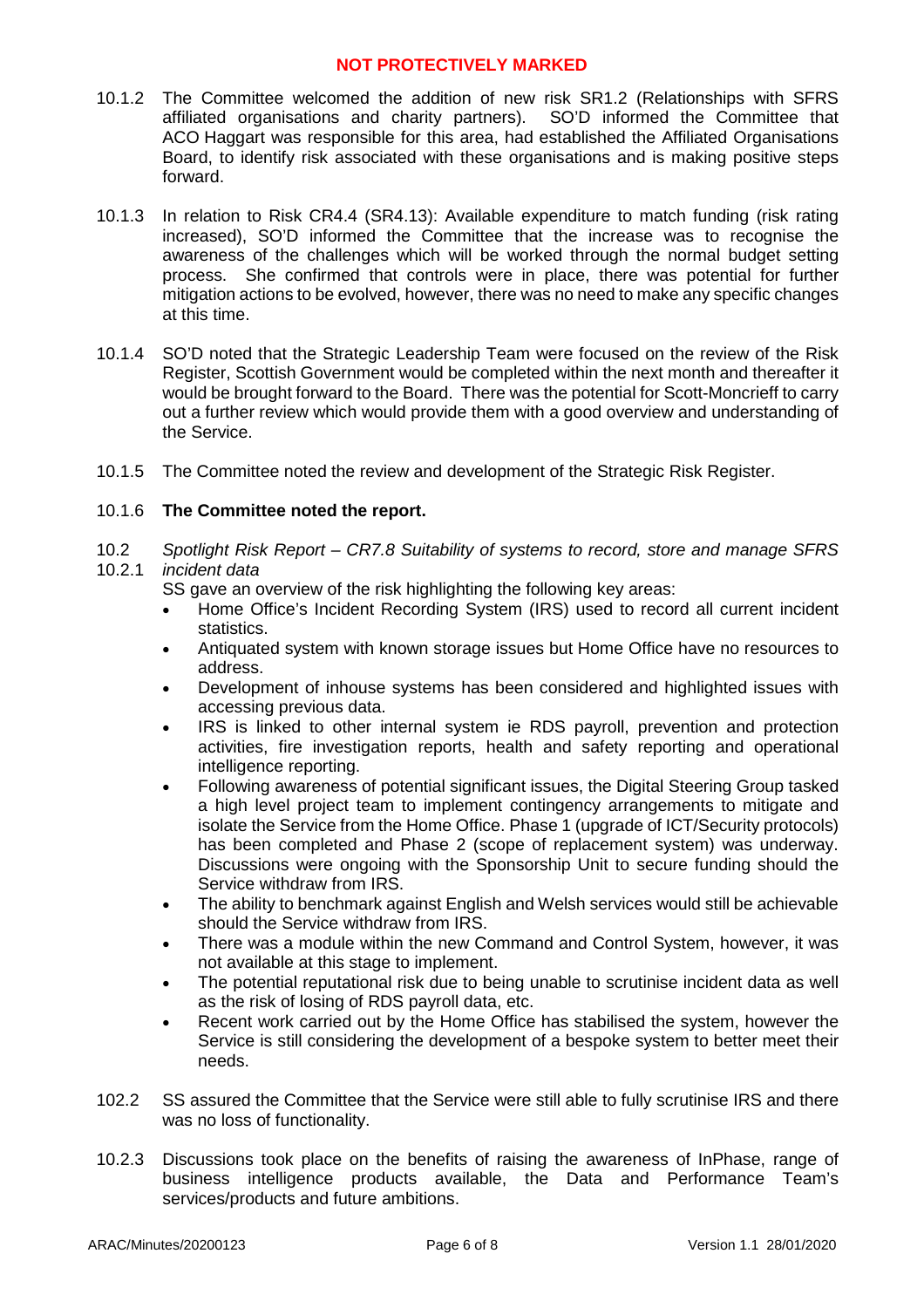**NOT PROTECTIVELY MARKED**

10.1.2 The Committee welcomed the addition of new risk SR1.2 (Relationships with SFRS affiliated organisations and charity partners). SO'D informed the Committee that ACO Haggart was responsible for this area, had established the Affiliated Organisations Board, to identify risk associated with these organisations and is making positive steps forward.

10.1.3 In relation to Risk CR4.4 (SR4.13): Available expenditure to match funding (risk rating increased), SO'D informed the Committee that the increase was to recognise the awareness of the challenges which will be worked through the normal budget setting process. She confirmed that controls were in place, there was potential for further mitigation actions to be evolved, however, there was no need to make any specific changes at this time.

10.1.4 SO'D noted that the Strategic Leadership Team were focused on the review of the Risk Register, Scottish Government would be completed within the next month and thereafter it would be brought forward to the Board. There was the potential for Scott-Moncrieff to carry out a further review which would provide them with a good overview and understanding of the Service.

10.1.5 The Committee noted the review and development of the Strategic Risk Register.

10.1.6 **The Committee noted the report.**

10.2 *Spotlight Risk Report – CR7.8 Suitability of systems to record, store and manage SFRS incident data*

10.2.1 SS gave an overview of the risk highlighting the following key areas:

- Home Office's Incident Recording System (IRS) used to record all current incident statistics.
- Antiquated system with known storage issues but Home Office have no resources to address.
- Development of inhouse systems has been considered and highlighted issues with accessing previous data.
- IRS is linked to other internal system ie RDS payroll, prevention and protection activities, fire investigation reports, health and safety reporting and operational intelligence reporting.
- Following awareness of potential significant issues, the Digital Steering Group tasked a high level project team to implement contingency arrangements to mitigate and isolate the Service from the Home Office. Phase 1 (upgrade of ICT/Security protocols) has been completed and Phase 2 (scope of replacement system) was underway. Discussions were ongoing with the Sponsorship Unit to secure funding should the Service withdraw from IRS.
- The ability to benchmark against English and Welsh services would still be achievable should the Service withdraw from IRS.
- There was a module within the new Command and Control System, however, it was not available at this stage to implement.
- The potential reputational risk due to being unable to scrutinise incident data as well as the risk of losing of RDS payroll data, etc.
- Recent work carried out by the Home Office has stabilised the system, however the Service is still considering the development of a bespoke system to better meet their needs.

102.2 SS assured the Committee that the Service were still able to fully scrutinise IRS and there was no loss of functionality.

10.2.3 Discussions took place on the benefits of raising the awareness of InPhase, range of business intelligence products available, the Data and Performance Team's services/products and future ambitions.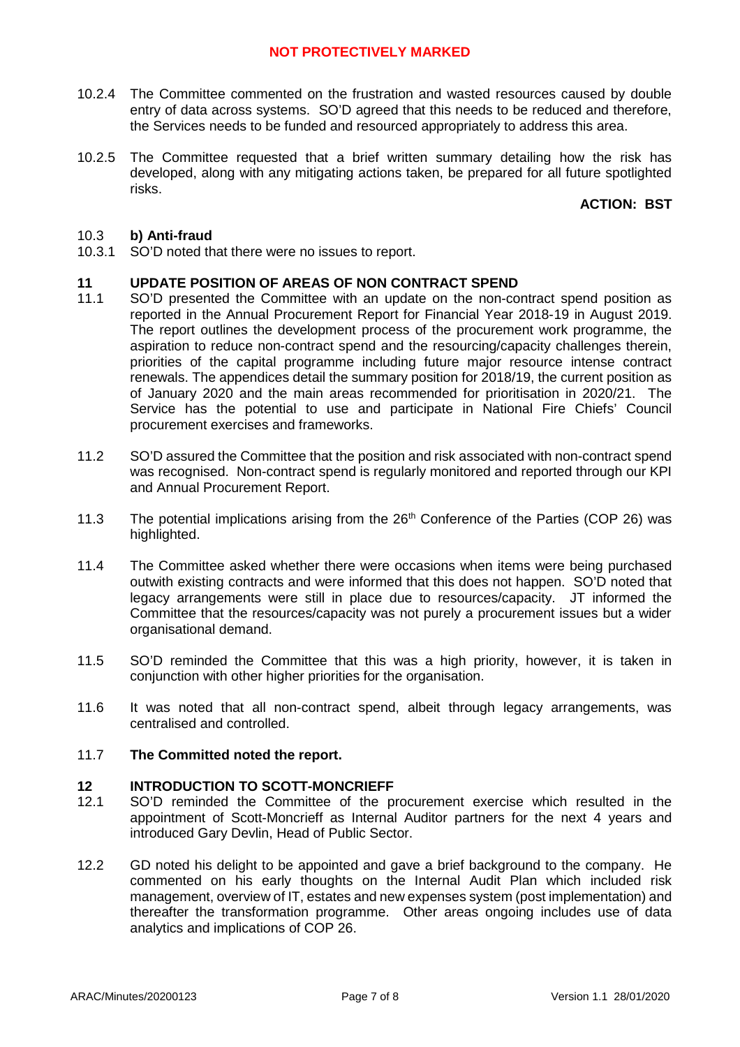10.2.4 The Committee commented on the frustration and wasted resources caused by double entry of data across systems. SO'D agreed that this needs to be reduced and therefore, the Services needs to be funded and resourced appropriately to address this area.

10.2.5 The Committee requested that a brief written summary detailing how the risk has developed, along with any mitigating actions taken, be prepared for all future spotlighted risks.

**ACTION: BST**

10.3 **b) Anti-fraud**

10.3.1 SO'D noted that there were no issues to report.

## 11 UPDATE POSITION OF AREAS OF NON CONTRACT SPEND

11.1 SO'D presented the Committee with an update on the non-contract spend position as reported in the Annual Procurement Report for Financial Year 2018-19 in August 2019. The report outlines the development process of the procurement work programme, the aspiration to reduce non-contract spend and the resourcing/capacity challenges therein, priorities of the capital programme including future major resource intense contract renewals. The appendices detail the summary position for 2018/19, the current position as of January 2020 and the main areas recommended for prioritisation in 2020/21. The Service has the potential to use and participate in National Fire Chiefs' Council procurement exercises and frameworks.

11.2 SO'D assured the Committee that the position and risk associated with non-contract spend was recognised. Non-contract spend is regularly monitored and reported through our KPI and Annual Procurement Report.

11.3 The potential implications arising from the 26th Conference of the Parties (COP 26) was highlighted.

11.4 The Committee asked whether there were occasions when items were being purchased outwith existing contracts and were informed that this does not happen. SO'D noted that legacy arrangements were still in place due to resources/capacity. JT informed the Committee that the resources/capacity was not purely a procurement issues but a wider organisational demand.

11.5 SO'D reminded the Committee that this was a high priority, however, it is taken in conjunction with other higher priorities for the organisation.

11.6 It was noted that all non-contract spend, albeit through legacy arrangements, was centralised and controlled.

11.7 **The Committed noted the report.**

## 12 INTRODUCTION TO SCOTT-MONCRIEFF

12.1 SO'D reminded the Committee of the procurement exercise which resulted in the appointment of Scott-Moncrieff as Internal Auditor partners for the next 4 years and introduced Gary Devlin, Head of Public Sector.

12.2 GD noted his delight to be appointed and gave a brief background to the company. He commented on his early thoughts on the Internal Audit Plan which included risk management, overview of IT, estates and new expenses system (post implementation) and thereafter the transformation programme. Other areas ongoing includes use of data analytics and implications of COP 26.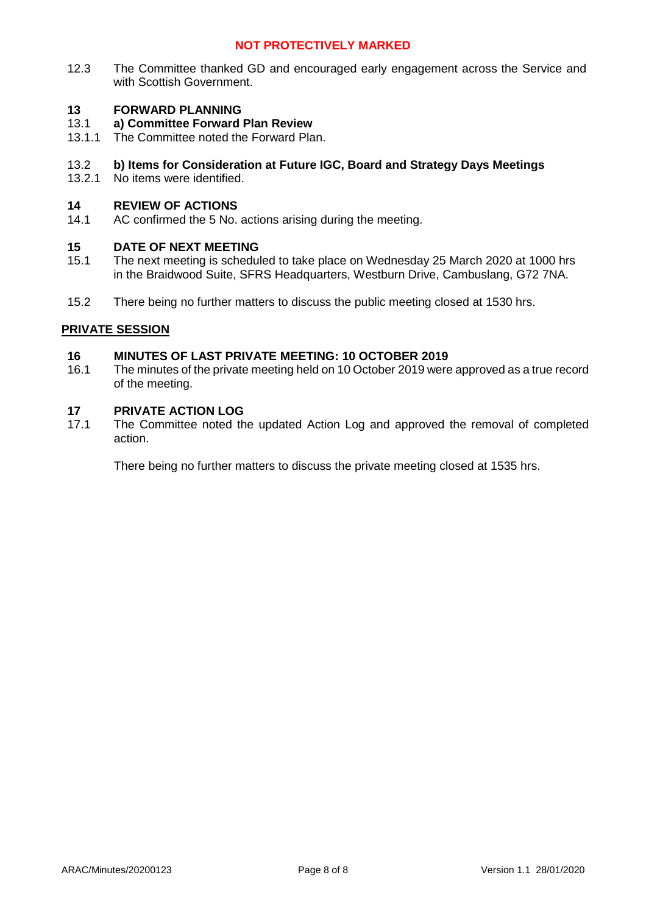**NOT PROTECTIVELY MARKED**

12.3 The Committee thanked GD and encouraged early engagement across the Service and with Scottish Government.

## 13 FORWARD PLANNING

### 13.1 a) Committee Forward Plan Review

13.1.1 The Committee noted the Forward Plan.

### 13.2 b) Items for Consideration at Future IGC, Board and Strategy Days Meetings

13.2.1 No items were identified.

## 14 REVIEW OF ACTIONS

14.1 AC confirmed the 5 No. actions arising during the meeting.

## 15 DATE OF NEXT MEETING

15.1 The next meeting is scheduled to take place on Wednesday 25 March 2020 at 1000 hrs in the Braidwood Suite, SFRS Headquarters, Westburn Drive, Cambuslang, G72 7NA.

15.2 There being no further matters to discuss the public meeting closed at 1530 hrs.

**PRIVATE SESSION**

## 16 MINUTES OF LAST PRIVATE MEETING: 10 OCTOBER 2019

16.1 The minutes of the private meeting held on 10 October 2019 were approved as a true record of the meeting.

## 17 PRIVATE ACTION LOG

17.1 The Committee noted the updated Action Log and approved the removal of completed action.

There being no further matters to discuss the private meeting closed at 1535 hrs.